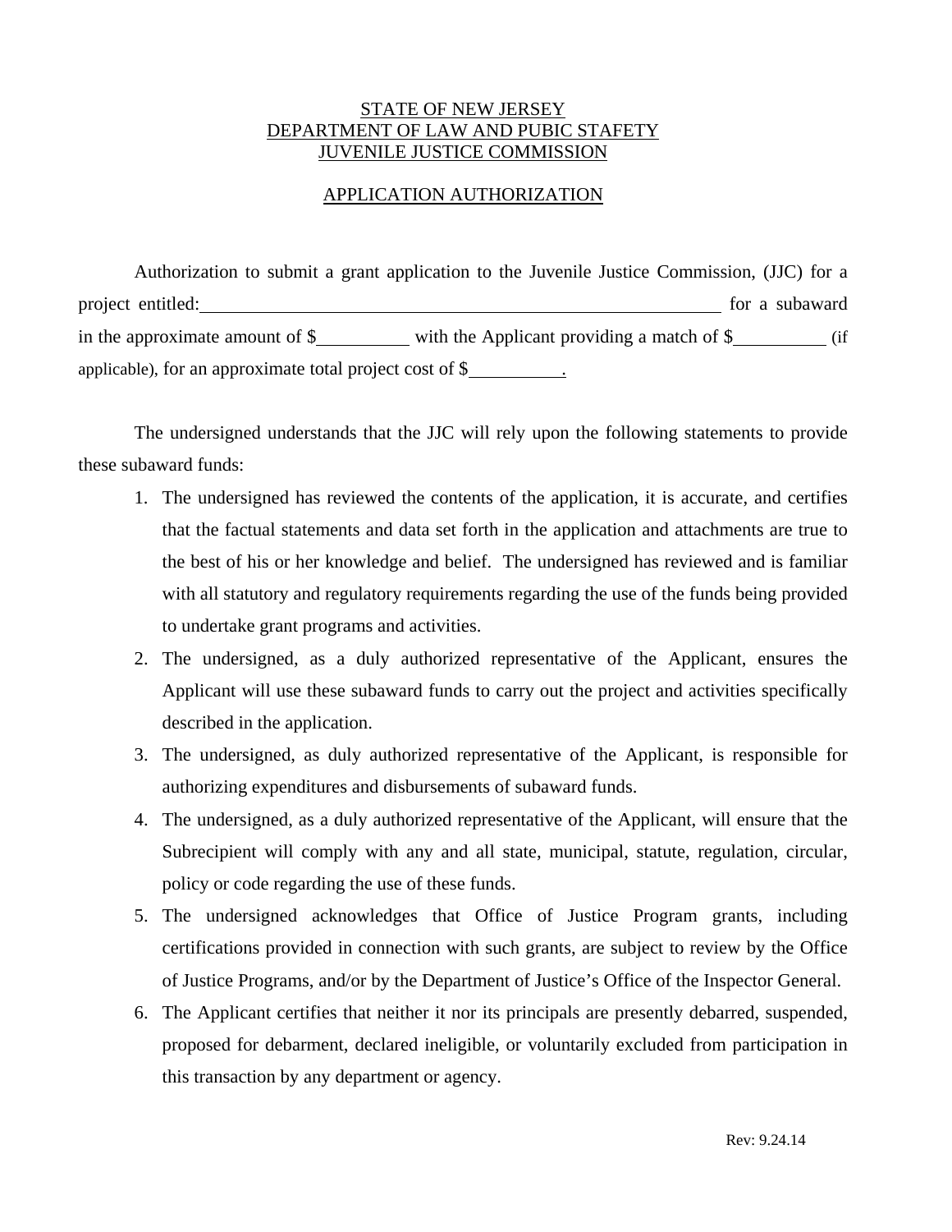STATE OF NEW JERSEY
DEPARTMENT OF LAW AND PUBIC STAFETY
JUVENILE JUSTICE COMMISSION

APPLICATION AUTHORIZATION

Authorization to submit a grant application to the Juvenile Justice Commission, (JJC) for a project entitled:\_\_\_\_\_\_\_\_\_\_\_\_\_\_\_\_\_\_\_\_\_\_\_\_\_\_\_\_\_\_\_\_\_\_\_\_\_\_\_\_\_\_\_\_\_\_\_\_ for a subaward in the approximate amount of $\_\_\_\_\_\_\_\_\_\_ with the Applicant providing a match of $\_\_\_\_\_\_\_\_\_\_ (if applicable), for an approximate total project cost of $\_\_\_\_\_\_\_\_\_\_.

The undersigned understands that the JJC will rely upon the following statements to provide these subaward funds:

1. The undersigned has reviewed the contents of the application, it is accurate, and certifies that the factual statements and data set forth in the application and attachments are true to the best of his or her knowledge and belief. The undersigned has reviewed and is familiar with all statutory and regulatory requirements regarding the use of the funds being provided to undertake grant programs and activities.
2. The undersigned, as a duly authorized representative of the Applicant, ensures the Applicant will use these subaward funds to carry out the project and activities specifically described in the application.
3. The undersigned, as duly authorized representative of the Applicant, is responsible for authorizing expenditures and disbursements of subaward funds.
4. The undersigned, as a duly authorized representative of the Applicant, will ensure that the Subrecipient will comply with any and all state, municipal, statute, regulation, circular, policy or code regarding the use of these funds.
5. The undersigned acknowledges that Office of Justice Program grants, including certifications provided in connection with such grants, are subject to review by the Office of Justice Programs, and/or by the Department of Justice's Office of the Inspector General.
6. The Applicant certifies that neither it nor its principals are presently debarred, suspended, proposed for debarment, declared ineligible, or voluntarily excluded from participation in this transaction by any department or agency.

Rev: 9.24.14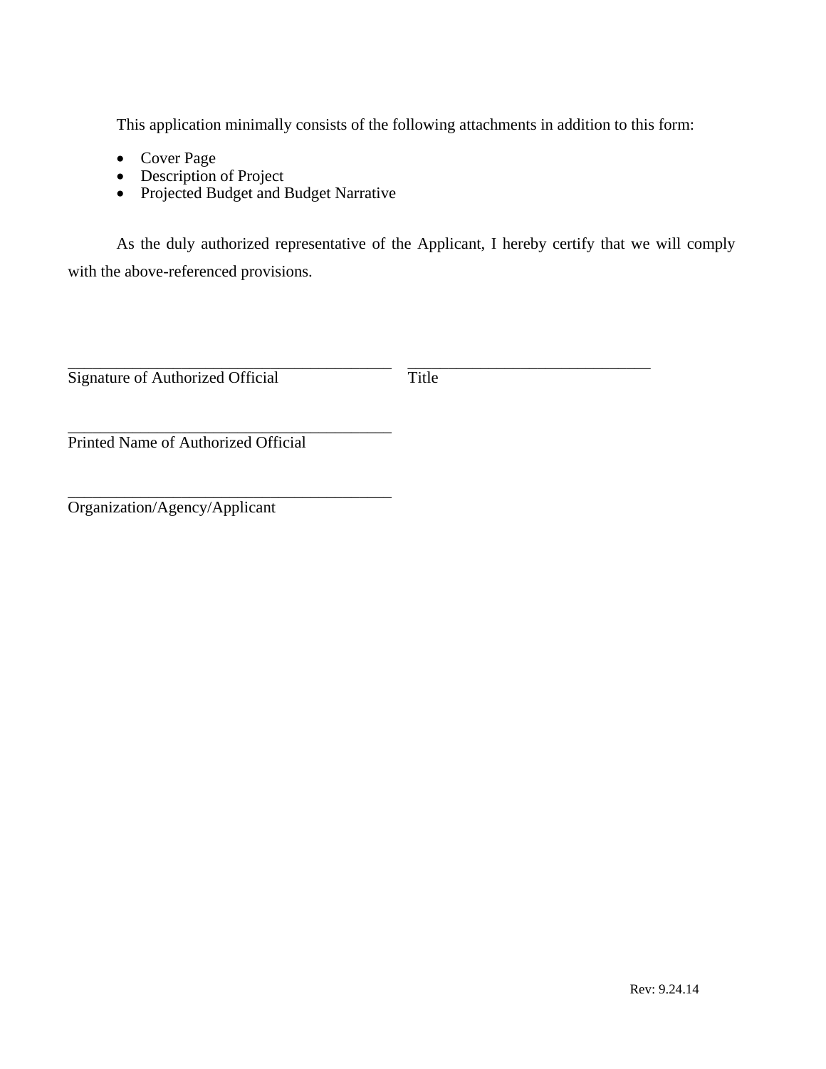This application minimally consists of the following attachments in addition to this form:

- Cover Page
- Description of Project
- Projected Budget and Budget Narrative

As the duly authorized representative of the Applicant, I hereby certify that we will comply with the above-referenced provisions.

\_\_\_\_\_\_\_\_\_\_\_\_\_\_\_\_\_\_\_\_\_\_\_\_\_\_\_\_\_\_\_\_\_\_\_\_\_\_\_\_ \_\_\_\_\_\_\_\_\_\_\_\_\_\_\_\_\_\_\_\_\_\_\_\_\_\_\_\_\_\_\_
Signature of Authorized Official Title

\_\_\_\_\_\_\_\_\_\_\_\_\_\_\_\_\_\_\_\_\_\_\_\_\_\_\_\_\_\_\_\_\_\_\_\_\_\_\_\_
Printed Name of Authorized Official

\_\_\_\_\_\_\_\_\_\_\_\_\_\_\_\_\_\_\_\_\_\_\_\_\_\_\_\_\_\_\_\_\_\_\_\_\_\_\_\_
Organization/Agency/Applicant

Rev: 9.24.14